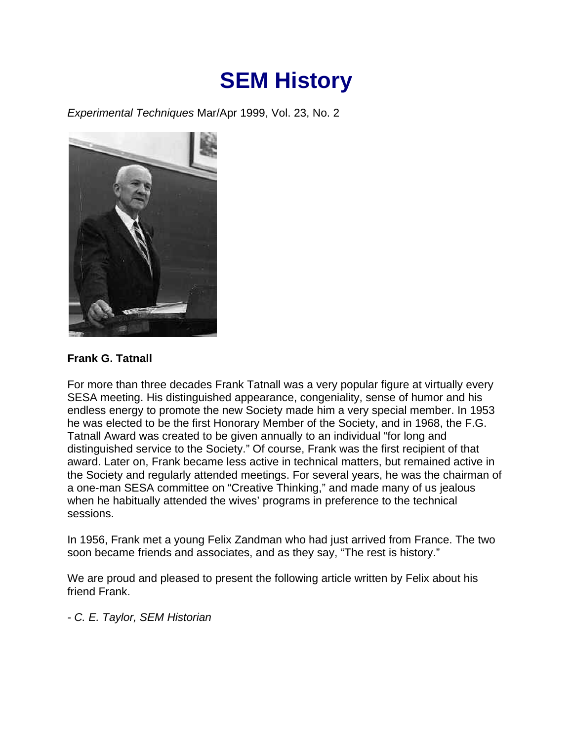# SEM History

*Experimental Techniques* Mar/Apr 1999, Vol. 23, No. 2

**Frank G. Tatnall**

For more than three decades Frank Tatnall was a very popular figure at virtually every SESA meeting. His distinguished appearance, congeniality, sense of humor and his endless energy to promote the new Society made him a very special member. In 1953 he was elected to be the first Honorary Member of the Society, and in 1968, the F.G. Tatnall Award was created to be given annually to an individual "for long and distinguished service to the Society." Of course, Frank was the first recipient of that award. Later on, Frank became less active in technical matters, but remained active in the Society and regularly attended meetings. For several years, he was the chairman of a one-man SESA committee on "Creative Thinking," and made many of us jealous when he habitually attended the wives' programs in preference to the technical sessions.

In 1956, Frank met a young Felix Zandman who had just arrived from France. The two soon became friends and associates, and as they say, "The rest is history."

We are proud and pleased to present the following article written by Felix about his friend Frank.

*- C. E. Taylor, SEM Historian*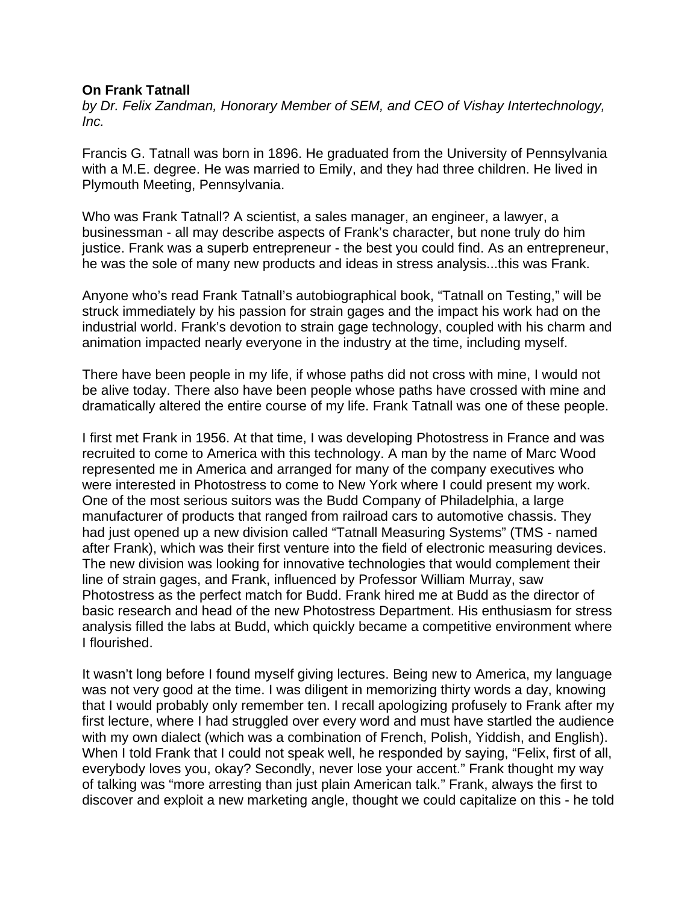**On Frank Tatnall**

*by Dr. Felix Zandman, Honorary Member of SEM, and CEO of Vishay Intertechnology, Inc.*

Francis G. Tatnall was born in 1896. He graduated from the University of Pennsylvania with a M.E. degree. He was married to Emily, and they had three children. He lived in Plymouth Meeting, Pennsylvania.

Who was Frank Tatnall? A scientist, a sales manager, an engineer, a lawyer, a businessman - all may describe aspects of Frank's character, but none truly do him justice. Frank was a superb entrepreneur - the best you could find. As an entrepreneur, he was the sole of many new products and ideas in stress analysis...this was Frank.

Anyone who's read Frank Tatnall's autobiographical book, "Tatnall on Testing," will be struck immediately by his passion for strain gages and the impact his work had on the industrial world. Frank's devotion to strain gage technology, coupled with his charm and animation impacted nearly everyone in the industry at the time, including myself.

There have been people in my life, if whose paths did not cross with mine, I would not be alive today. There also have been people whose paths have crossed with mine and dramatically altered the entire course of my life. Frank Tatnall was one of these people.

I first met Frank in 1956. At that time, I was developing Photostress in France and was recruited to come to America with this technology. A man by the name of Marc Wood represented me in America and arranged for many of the company executives who were interested in Photostress to come to New York where I could present my work. One of the most serious suitors was the Budd Company of Philadelphia, a large manufacturer of products that ranged from railroad cars to automotive chassis. They had just opened up a new division called "Tatnall Measuring Systems" (TMS - named after Frank), which was their first venture into the field of electronic measuring devices. The new division was looking for innovative technologies that would complement their line of strain gages, and Frank, influenced by Professor William Murray, saw Photostress as the perfect match for Budd. Frank hired me at Budd as the director of basic research and head of the new Photostress Department. His enthusiasm for stress analysis filled the labs at Budd, which quickly became a competitive environment where I flourished.

It wasn't long before I found myself giving lectures. Being new to America, my language was not very good at the time. I was diligent in memorizing thirty words a day, knowing that I would probably only remember ten. I recall apologizing profusely to Frank after my first lecture, where I had struggled over every word and must have startled the audience with my own dialect (which was a combination of French, Polish, Yiddish, and English). When I told Frank that I could not speak well, he responded by saying, "Felix, first of all, everybody loves you, okay? Secondly, never lose your accent." Frank thought my way of talking was "more arresting than just plain American talk." Frank, always the first to discover and exploit a new marketing angle, thought we could capitalize on this - he told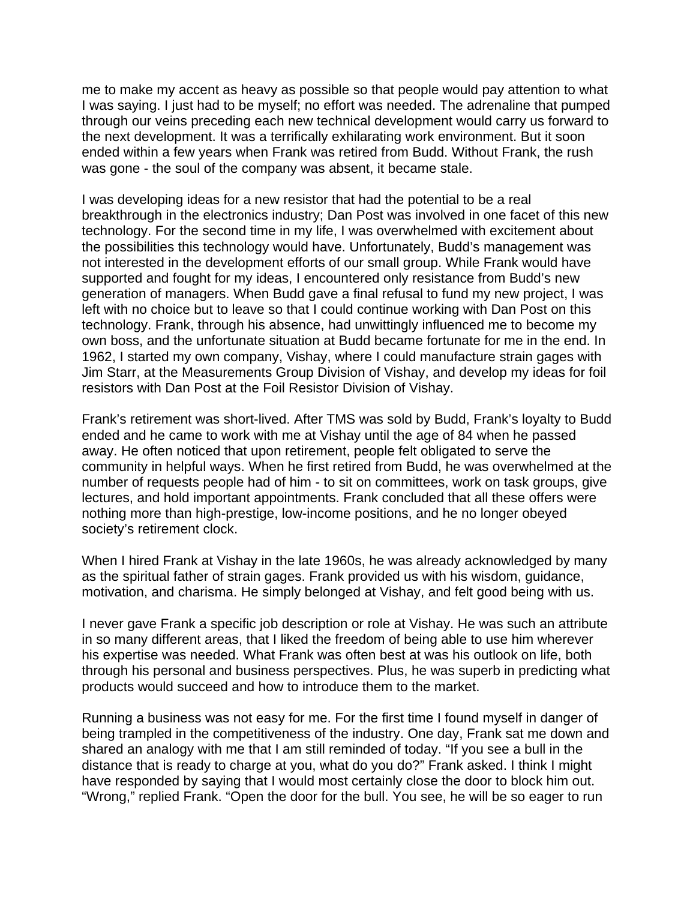me to make my accent as heavy as possible so that people would pay attention to what I was saying. I just had to be myself; no effort was needed. The adrenaline that pumped through our veins preceding each new technical development would carry us forward to the next development. It was a terrifically exhilarating work environment. But it soon ended within a few years when Frank was retired from Budd. Without Frank, the rush was gone - the soul of the company was absent, it became stale.

I was developing ideas for a new resistor that had the potential to be a real breakthrough in the electronics industry; Dan Post was involved in one facet of this new technology. For the second time in my life, I was overwhelmed with excitement about the possibilities this technology would have. Unfortunately, Budd's management was not interested in the development efforts of our small group. While Frank would have supported and fought for my ideas, I encountered only resistance from Budd's new generation of managers. When Budd gave a final refusal to fund my new project, I was left with no choice but to leave so that I could continue working with Dan Post on this technology. Frank, through his absence, had unwittingly influenced me to become my own boss, and the unfortunate situation at Budd became fortunate for me in the end. In 1962, I started my own company, Vishay, where I could manufacture strain gages with Jim Starr, at the Measurements Group Division of Vishay, and develop my ideas for foil resistors with Dan Post at the Foil Resistor Division of Vishay.

Frank's retirement was short-lived. After TMS was sold by Budd, Frank's loyalty to Budd ended and he came to work with me at Vishay until the age of 84 when he passed away. He often noticed that upon retirement, people felt obligated to serve the community in helpful ways. When he first retired from Budd, he was overwhelmed at the number of requests people had of him - to sit on committees, work on task groups, give lectures, and hold important appointments. Frank concluded that all these offers were nothing more than high-prestige, low-income positions, and he no longer obeyed society's retirement clock.

When I hired Frank at Vishay in the late 1960s, he was already acknowledged by many as the spiritual father of strain gages. Frank provided us with his wisdom, guidance, motivation, and charisma. He simply belonged at Vishay, and felt good being with us.

I never gave Frank a specific job description or role at Vishay. He was such an attribute in so many different areas, that I liked the freedom of being able to use him wherever his expertise was needed. What Frank was often best at was his outlook on life, both through his personal and business perspectives. Plus, he was superb in predicting what products would succeed and how to introduce them to the market.

Running a business was not easy for me. For the first time I found myself in danger of being trampled in the competitiveness of the industry. One day, Frank sat me down and shared an analogy with me that I am still reminded of today. "If you see a bull in the distance that is ready to charge at you, what do you do?" Frank asked. I think I might have responded by saying that I would most certainly close the door to block him out. "Wrong," replied Frank. "Open the door for the bull. You see, he will be so eager to run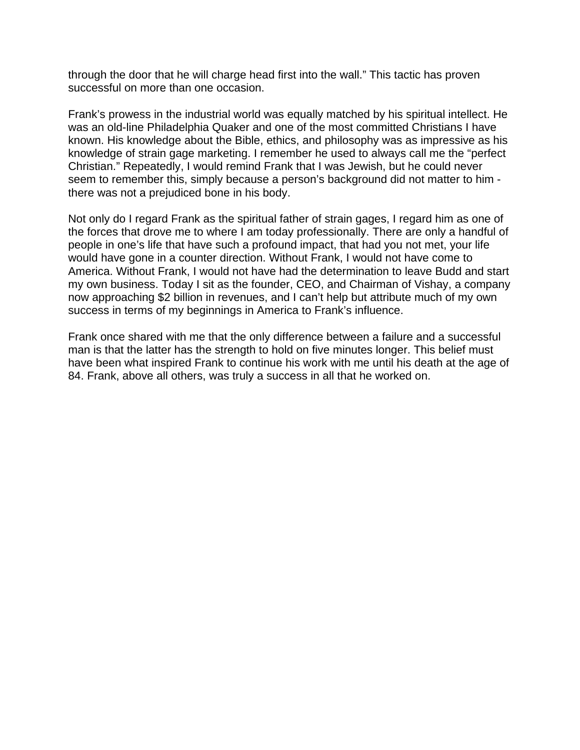through the door that he will charge head first into the wall." This tactic has proven successful on more than one occasion.

Frank's prowess in the industrial world was equally matched by his spiritual intellect. He was an old-line Philadelphia Quaker and one of the most committed Christians I have known. His knowledge about the Bible, ethics, and philosophy was as impressive as his knowledge of strain gage marketing. I remember he used to always call me the "perfect Christian." Repeatedly, I would remind Frank that I was Jewish, but he could never seem to remember this, simply because a person's background did not matter to him - there was not a prejudiced bone in his body.

Not only do I regard Frank as the spiritual father of strain gages, I regard him as one of the forces that drove me to where I am today professionally. There are only a handful of people in one's life that have such a profound impact, that had you not met, your life would have gone in a counter direction. Without Frank, I would not have come to America. Without Frank, I would not have had the determination to leave Budd and start my own business. Today I sit as the founder, CEO, and Chairman of Vishay, a company now approaching $2 billion in revenues, and I can't help but attribute much of my own success in terms of my beginnings in America to Frank's influence.

Frank once shared with me that the only difference between a failure and a successful man is that the latter has the strength to hold on five minutes longer. This belief must have been what inspired Frank to continue his work with me until his death at the age of 84. Frank, above all others, was truly a success in all that he worked on.